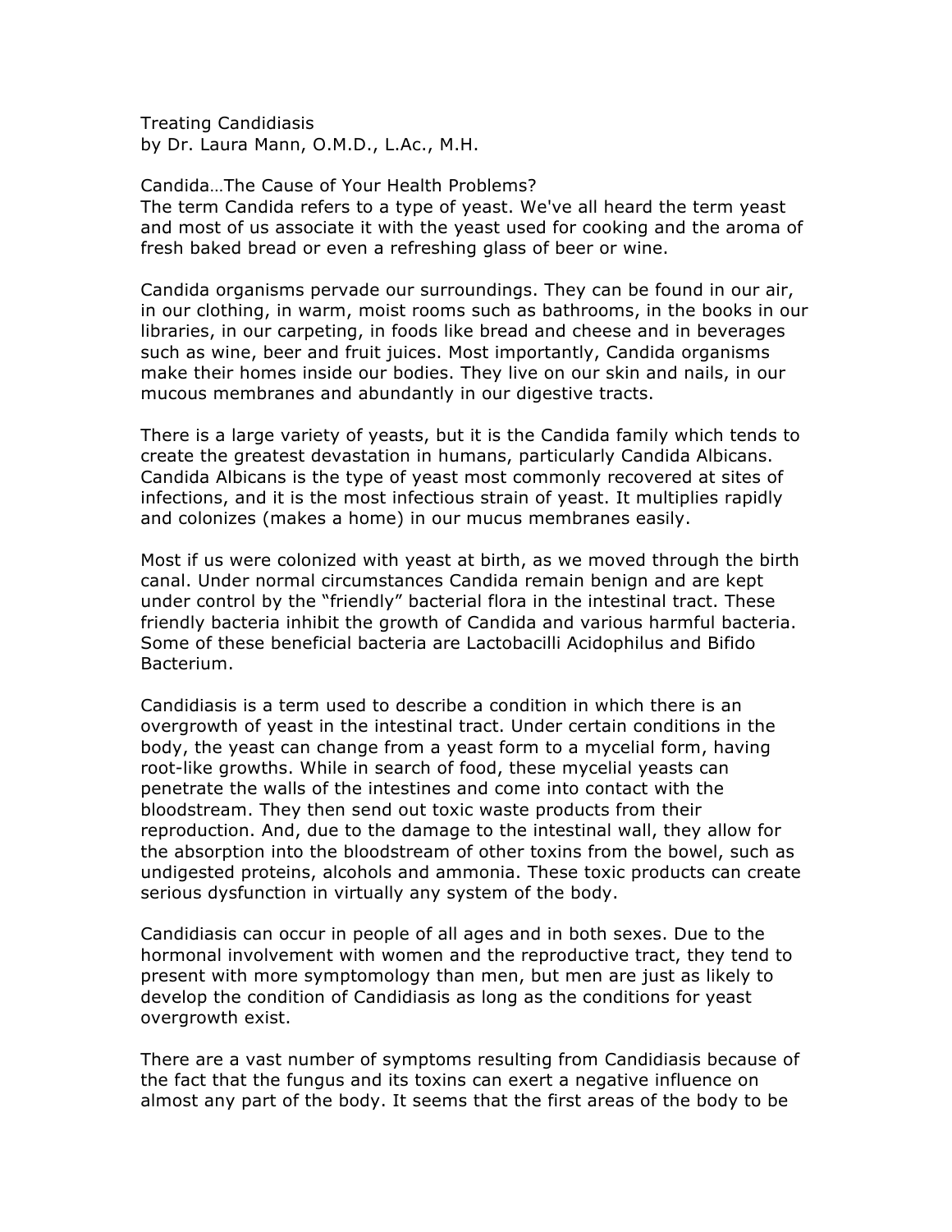# Treating Candidiasis

by Dr. Laura Mann, O.M.D., L.Ac., M.H.

## Candida…The Cause of Your Health Problems?

The term Candida refers to a type of yeast. We've all heard the term yeast and most of us associate it with the yeast used for cooking and the aroma of fresh baked bread or even a refreshing glass of beer or wine.

Candida organisms pervade our surroundings. They can be found in our air, in our clothing, in warm, moist rooms such as bathrooms, in the books in our libraries, in our carpeting, in foods like bread and cheese and in beverages such as wine, beer and fruit juices. Most importantly, Candida organisms make their homes inside our bodies. They live on our skin and nails, in our mucous membranes and abundantly in our digestive tracts.

There is a large variety of yeasts, but it is the Candida family which tends to create the greatest devastation in humans, particularly Candida Albicans. Candida Albicans is the type of yeast most commonly recovered at sites of infections, and it is the most infectious strain of yeast. It multiplies rapidly and colonizes (makes a home) in our mucus membranes easily.

Most if us were colonized with yeast at birth, as we moved through the birth canal. Under normal circumstances Candida remain benign and are kept under control by the "friendly" bacterial flora in the intestinal tract. These friendly bacteria inhibit the growth of Candida and various harmful bacteria. Some of these beneficial bacteria are Lactobacilli Acidophilus and Bifido Bacterium.

Candidiasis is a term used to describe a condition in which there is an overgrowth of yeast in the intestinal tract. Under certain conditions in the body, the yeast can change from a yeast form to a mycelial form, having root-like growths. While in search of food, these mycelial yeasts can penetrate the walls of the intestines and come into contact with the bloodstream. They then send out toxic waste products from their reproduction. And, due to the damage to the intestinal wall, they allow for the absorption into the bloodstream of other toxins from the bowel, such as undigested proteins, alcohols and ammonia. These toxic products can create serious dysfunction in virtually any system of the body.

Candidiasis can occur in people of all ages and in both sexes. Due to the hormonal involvement with women and the reproductive tract, they tend to present with more symptomology than men, but men are just as likely to develop the condition of Candidiasis as long as the conditions for yeast overgrowth exist.

There are a vast number of symptoms resulting from Candidiasis because of the fact that the fungus and its toxins can exert a negative influence on almost any part of the body. It seems that the first areas of the body to be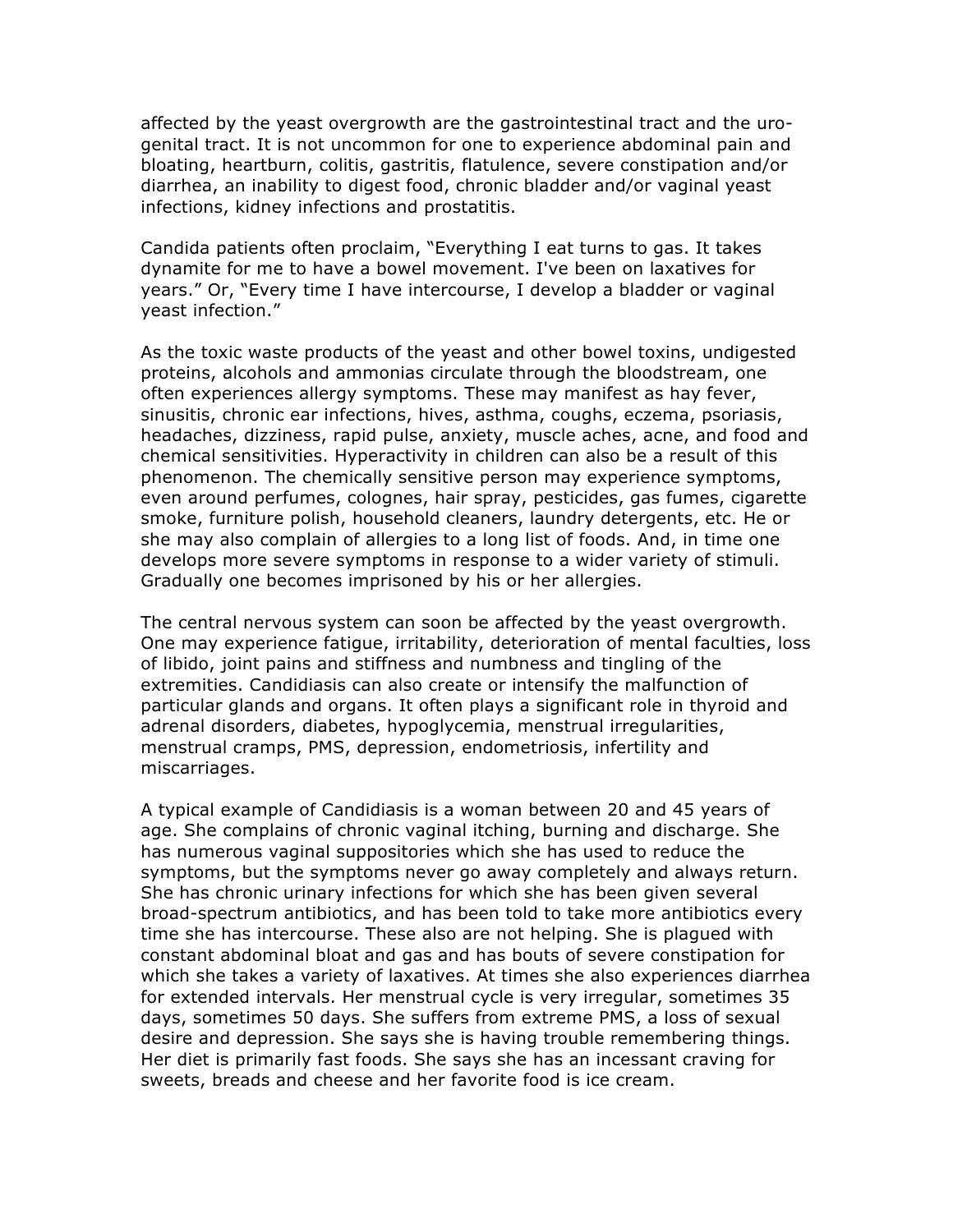affected by the yeast overgrowth are the gastrointestinal tract and the uro-genital tract. It is not uncommon for one to experience abdominal pain and bloating, heartburn, colitis, gastritis, flatulence, severe constipation and/or diarrhea, an inability to digest food, chronic bladder and/or vaginal yeast infections, kidney infections and prostatitis.

Candida patients often proclaim, "Everything I eat turns to gas. It takes dynamite for me to have a bowel movement. I've been on laxatives for years." Or, "Every time I have intercourse, I develop a bladder or vaginal yeast infection."

As the toxic waste products of the yeast and other bowel toxins, undigested proteins, alcohols and ammonias circulate through the bloodstream, one often experiences allergy symptoms. These may manifest as hay fever, sinusitis, chronic ear infections, hives, asthma, coughs, eczema, psoriasis, headaches, dizziness, rapid pulse, anxiety, muscle aches, acne, and food and chemical sensitivities. Hyperactivity in children can also be a result of this phenomenon. The chemically sensitive person may experience symptoms, even around perfumes, colognes, hair spray, pesticides, gas fumes, cigarette smoke, furniture polish, household cleaners, laundry detergents, etc. He or she may also complain of allergies to a long list of foods. And, in time one develops more severe symptoms in response to a wider variety of stimuli. Gradually one becomes imprisoned by his or her allergies.

The central nervous system can soon be affected by the yeast overgrowth. One may experience fatigue, irritability, deterioration of mental faculties, loss of libido, joint pains and stiffness and numbness and tingling of the extremities. Candidiasis can also create or intensify the malfunction of particular glands and organs. It often plays a significant role in thyroid and adrenal disorders, diabetes, hypoglycemia, menstrual irregularities, menstrual cramps, PMS, depression, endometriosis, infertility and miscarriages.

A typical example of Candidiasis is a woman between 20 and 45 years of age. She complains of chronic vaginal itching, burning and discharge. She has numerous vaginal suppositories which she has used to reduce the symptoms, but the symptoms never go away completely and always return. She has chronic urinary infections for which she has been given several broad-spectrum antibiotics, and has been told to take more antibiotics every time she has intercourse. These also are not helping. She is plagued with constant abdominal bloat and gas and has bouts of severe constipation for which she takes a variety of laxatives. At times she also experiences diarrhea for extended intervals. Her menstrual cycle is very irregular, sometimes 35 days, sometimes 50 days. She suffers from extreme PMS, a loss of sexual desire and depression. She says she is having trouble remembering things. Her diet is primarily fast foods. She says she has an incessant craving for sweets, breads and cheese and her favorite food is ice cream.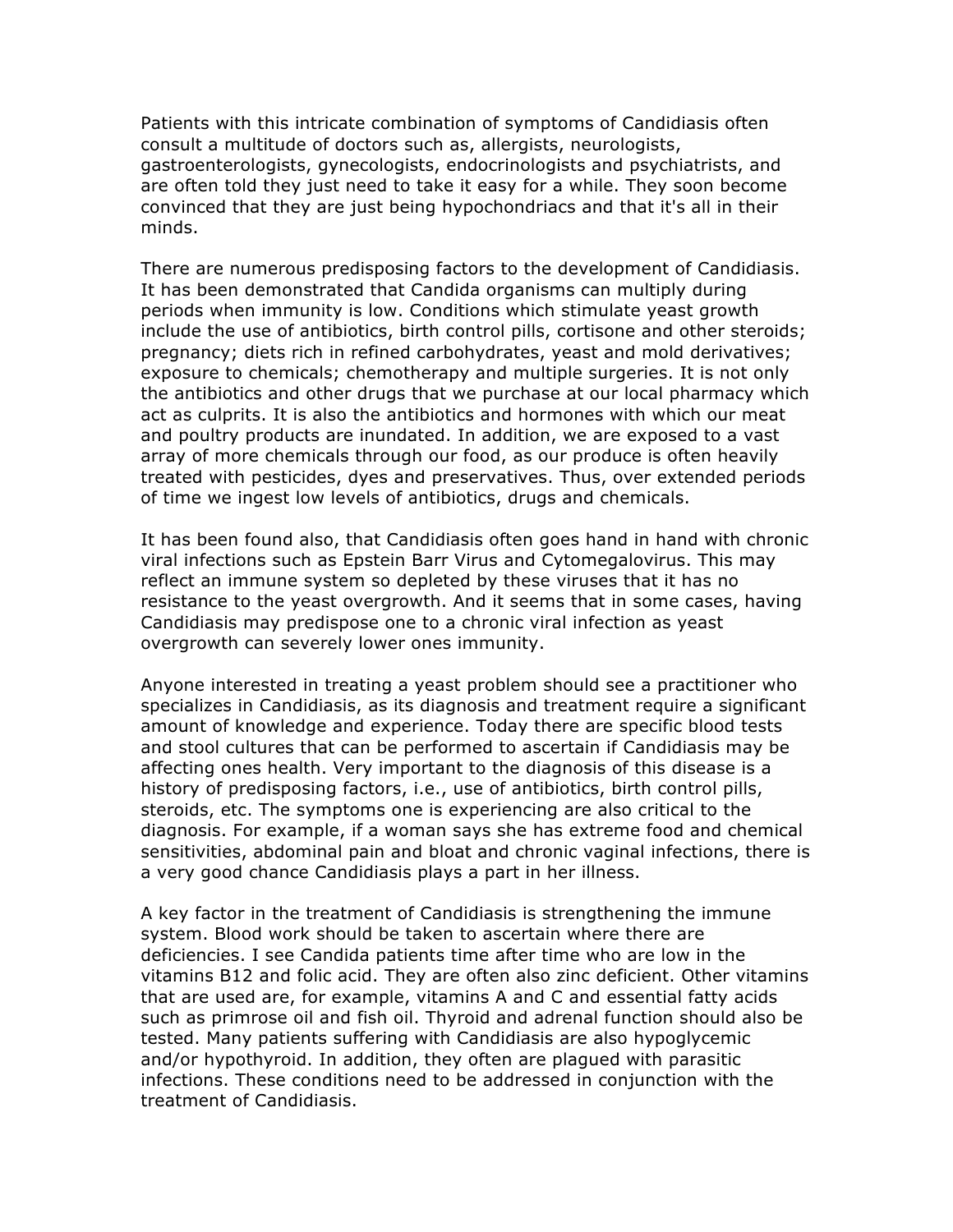Patients with this intricate combination of symptoms of Candidiasis often consult a multitude of doctors such as, allergists, neurologists, gastroenterologists, gynecologists, endocrinologists and psychiatrists, and are often told they just need to take it easy for a while. They soon become convinced that they are just being hypochondriacs and that it's all in their minds.

There are numerous predisposing factors to the development of Candidiasis. It has been demonstrated that Candida organisms can multiply during periods when immunity is low. Conditions which stimulate yeast growth include the use of antibiotics, birth control pills, cortisone and other steroids; pregnancy; diets rich in refined carbohydrates, yeast and mold derivatives; exposure to chemicals; chemotherapy and multiple surgeries. It is not only the antibiotics and other drugs that we purchase at our local pharmacy which act as culprits. It is also the antibiotics and hormones with which our meat and poultry products are inundated. In addition, we are exposed to a vast array of more chemicals through our food, as our produce is often heavily treated with pesticides, dyes and preservatives. Thus, over extended periods of time we ingest low levels of antibiotics, drugs and chemicals.

It has been found also, that Candidiasis often goes hand in hand with chronic viral infections such as Epstein Barr Virus and Cytomegalovirus. This may reflect an immune system so depleted by these viruses that it has no resistance to the yeast overgrowth. And it seems that in some cases, having Candidiasis may predispose one to a chronic viral infection as yeast overgrowth can severely lower ones immunity.

Anyone interested in treating a yeast problem should see a practitioner who specializes in Candidiasis, as its diagnosis and treatment require a significant amount of knowledge and experience. Today there are specific blood tests and stool cultures that can be performed to ascertain if Candidiasis may be affecting ones health. Very important to the diagnosis of this disease is a history of predisposing factors, i.e., use of antibiotics, birth control pills, steroids, etc. The symptoms one is experiencing are also critical to the diagnosis. For example, if a woman says she has extreme food and chemical sensitivities, abdominal pain and bloat and chronic vaginal infections, there is a very good chance Candidiasis plays a part in her illness.

A key factor in the treatment of Candidiasis is strengthening the immune system. Blood work should be taken to ascertain where there are deficiencies. I see Candida patients time after time who are low in the vitamins B12 and folic acid. They are often also zinc deficient. Other vitamins that are used are, for example, vitamins A and C and essential fatty acids such as primrose oil and fish oil. Thyroid and adrenal function should also be tested. Many patients suffering with Candidiasis are also hypoglycemic and/or hypothyroid. In addition, they often are plagued with parasitic infections. These conditions need to be addressed in conjunction with the treatment of Candidiasis.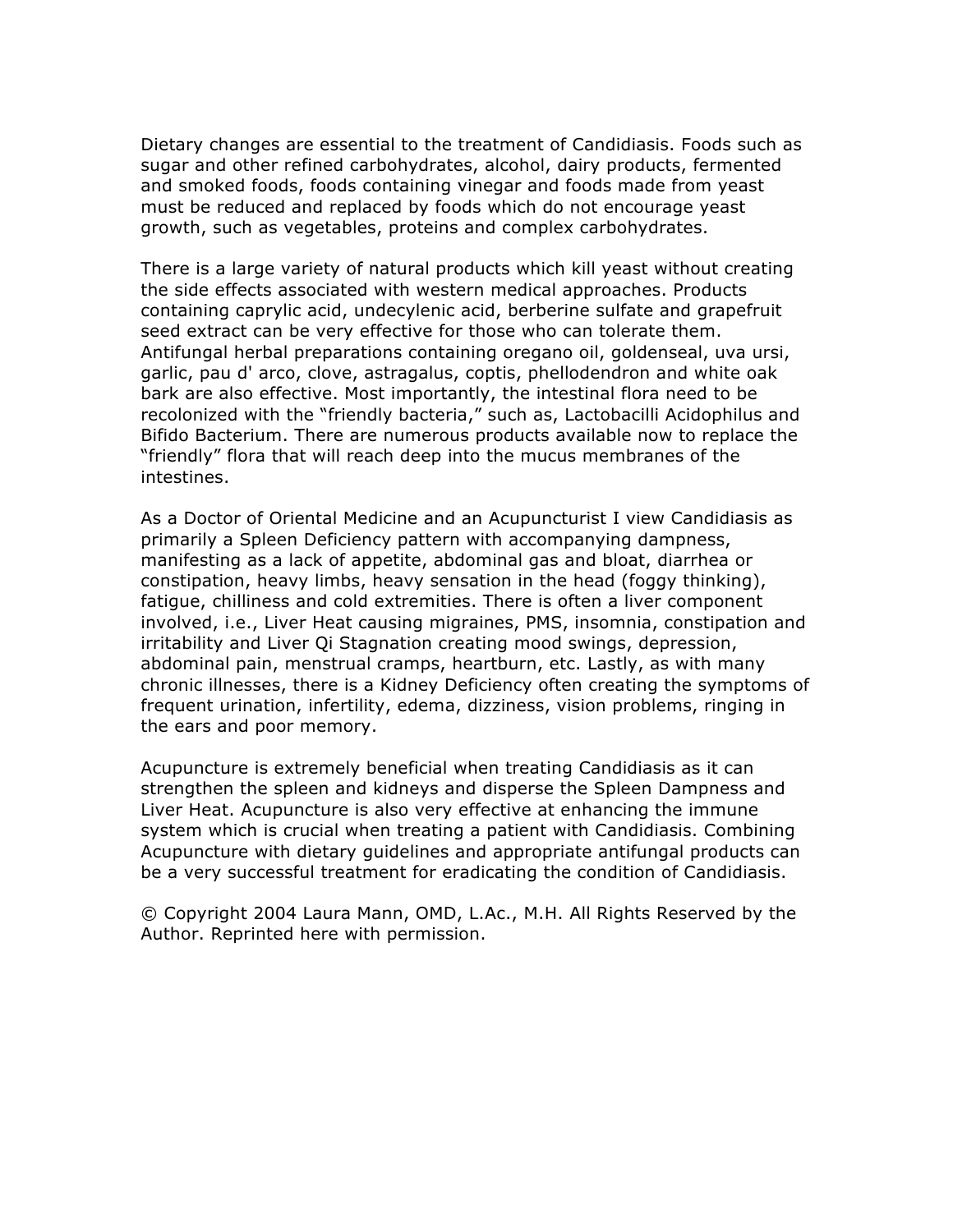Dietary changes are essential to the treatment of Candidiasis. Foods such as sugar and other refined carbohydrates, alcohol, dairy products, fermented and smoked foods, foods containing vinegar and foods made from yeast must be reduced and replaced by foods which do not encourage yeast growth, such as vegetables, proteins and complex carbohydrates.

There is a large variety of natural products which kill yeast without creating the side effects associated with western medical approaches. Products containing caprylic acid, undecylenic acid, berberine sulfate and grapefruit seed extract can be very effective for those who can tolerate them. Antifungal herbal preparations containing oregano oil, goldenseal, uva ursi, garlic, pau d' arco, clove, astragalus, coptis, phellodendron and white oak bark are also effective. Most importantly, the intestinal flora need to be recolonized with the "friendly bacteria," such as, Lactobacilli Acidophilus and Bifido Bacterium. There are numerous products available now to replace the "friendly" flora that will reach deep into the mucus membranes of the intestines.

As a Doctor of Oriental Medicine and an Acupuncturist I view Candidiasis as primarily a Spleen Deficiency pattern with accompanying dampness, manifesting as a lack of appetite, abdominal gas and bloat, diarrhea or constipation, heavy limbs, heavy sensation in the head (foggy thinking), fatigue, chilliness and cold extremities. There is often a liver component involved, i.e., Liver Heat causing migraines, PMS, insomnia, constipation and irritability and Liver Qi Stagnation creating mood swings, depression, abdominal pain, menstrual cramps, heartburn, etc. Lastly, as with many chronic illnesses, there is a Kidney Deficiency often creating the symptoms of frequent urination, infertility, edema, dizziness, vision problems, ringing in the ears and poor memory.

Acupuncture is extremely beneficial when treating Candidiasis as it can strengthen the spleen and kidneys and disperse the Spleen Dampness and Liver Heat. Acupuncture is also very effective at enhancing the immune system which is crucial when treating a patient with Candidiasis. Combining Acupuncture with dietary guidelines and appropriate antifungal products can be a very successful treatment for eradicating the condition of Candidiasis.

© Copyright 2004 Laura Mann, OMD, L.Ac., M.H. All Rights Reserved by the Author. Reprinted here with permission.